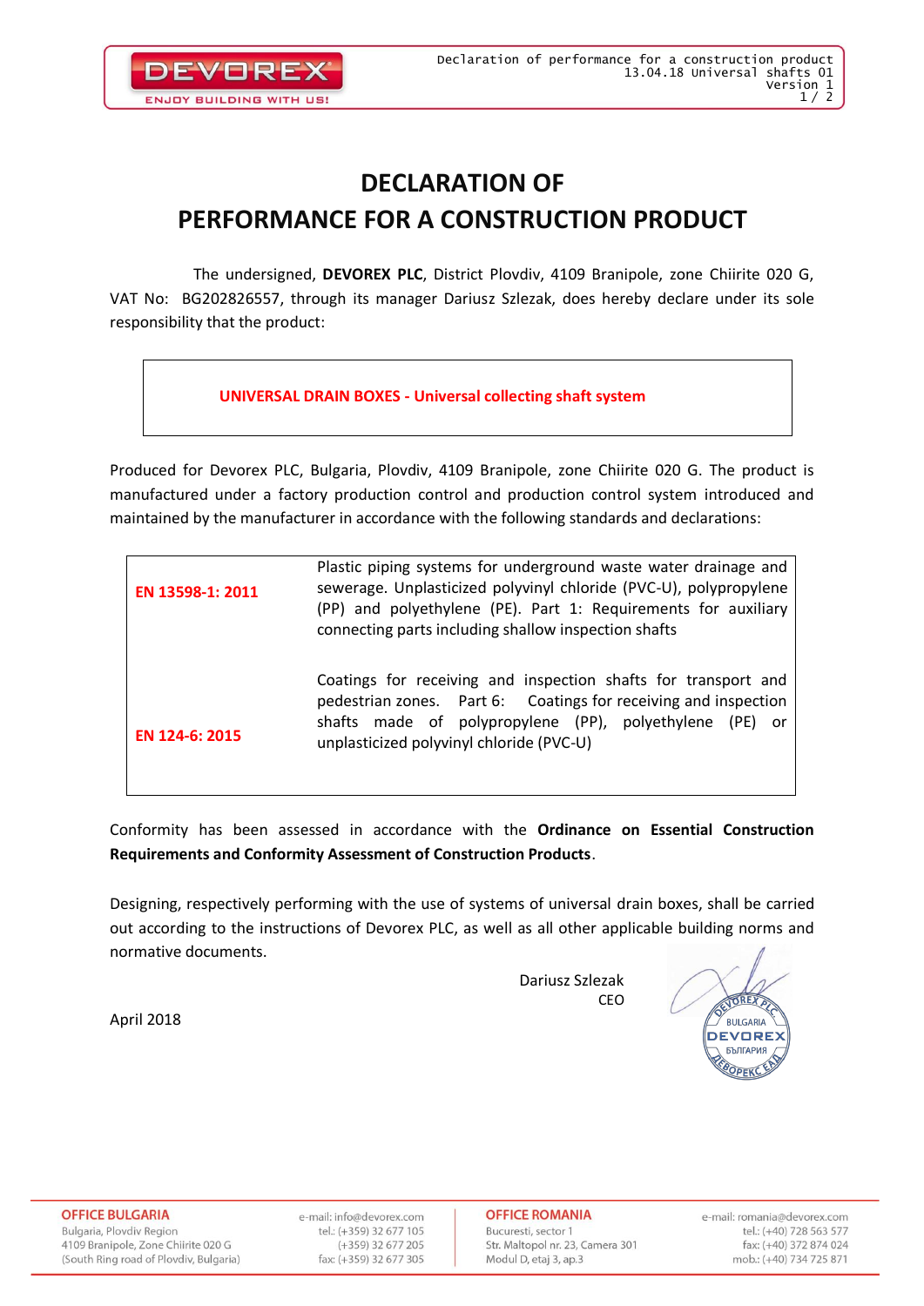# DECLARATION OF PERFORMANCE FOR A CONSTRUCTION PRODUCT

The undersigned, **DEVOREX PLC**, District Plovdiv, 4109 Branipole, zone Chiirite 020 G, VAT No: BG202826557, through its manager Dariusz Szlezak, does hereby declare under its sole responsibility that the product:

**UNIVERSAL DRAIN BOXES - Universal collecting shaft system**

Produced for Devorex PLC, Bulgaria, Plovdiv, 4109 Branipole, zone Chiirite 020 G. The product is manufactured under a factory production control and production control system introduced and maintained by the manufacturer in accordance with the following standards and declarations:

| | |
|---|---|
| **EN 13598-1: 2011** | Plastic piping systems for underground waste water drainage and sewerage. Unplasticized polyvinyl chloride (PVC-U), polypropylene (PP) and polyethylene (PE). Part 1: Requirements for auxiliary connecting parts including shallow inspection shafts |
| **EN 124-6: 2015** | Coatings for receiving and inspection shafts for transport and pedestrian zones. Part 6: Coatings for receiving and inspection shafts made of polypropylene (PP), polyethylene (PE) or unplasticized polyvinyl chloride (PVC-U) |

Conformity has been assessed in accordance with the **Ordinance on Essential Construction Requirements and Conformity Assessment of Construction Products**.

Designing, respectively performing with the use of systems of universal drain boxes, shall be carried out according to the instructions of Devorex PLC, as well as all other applicable building norms and normative documents.

Dariusz Szlezak
CEO

April 2018

**OFFICE BULGARIA**
Bulgaria, Plovdiv Region
4109 Branipole, Zone Chiirite 020 G
(South Ring road of Plovdiv, Bulgaria)

e-mail: info@devorex.com
tel.: (+359) 32 677 105
(+359) 32 677 205
fax: (+359) 32 677 305

**OFFICE ROMANIA**
Bucuresti, sector 1
Str. Maltopol nr. 23, Camera 301
Modul D, etaj 3, ap.3

e-mail: romania@devorex.com
tel.: (+40) 728 563 577
fax: (+40) 372 874 024
mob.: (+40) 734 725 871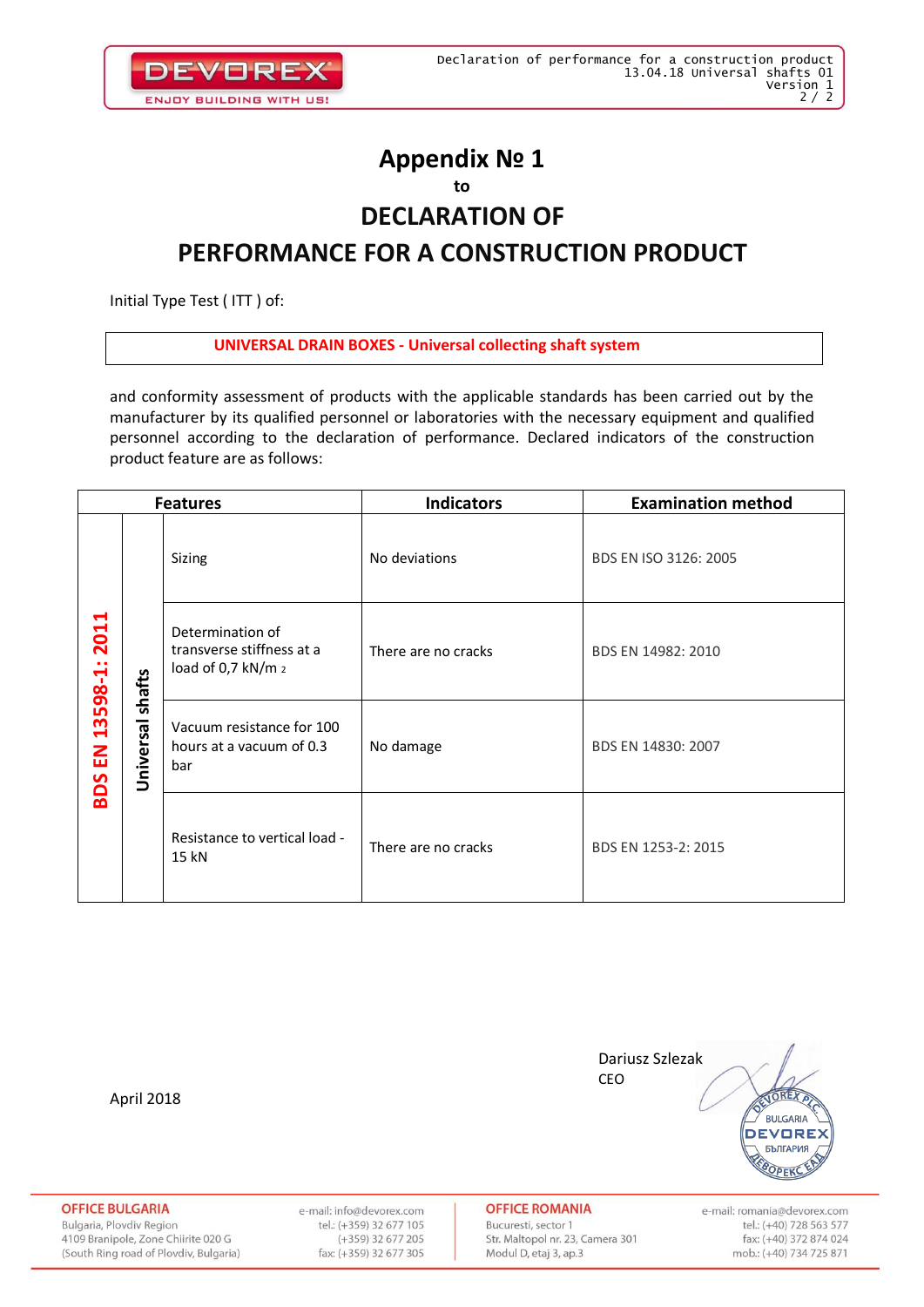# Appendix № 1

**to**

## DECLARATION OF PERFORMANCE FOR A CONSTRUCTION PRODUCT

Initial Type Test ( ITT ) of:

**UNIVERSAL DRAIN BOXES - Universal collecting shaft system**

and conformity assessment of products with the applicable standards has been carried out by the manufacturer by its qualified personnel or laboratories with the necessary equipment and qualified personnel according to the declaration of performance. Declared indicators of the construction product feature are as follows:

| Features | | | Indicators | Examination method |
|---|---|---|---|---|
| BDS EN 13598-1: 2011 | Universal shafts | Sizing | No deviations | BDS EN ISO 3126: 2005 |
| | | Determination of transverse stiffness at a load of 0,7 kN/m $^2$ | There are no cracks | BDS EN 14982: 2010 |
| | | Vacuum resistance for 100 hours at a vacuum of 0.3 bar | No damage | BDS EN 14830: 2007 |
| | | Resistance to vertical load - 15 kN | There are no cracks | BDS EN 1253-2: 2015 |

April 2018

Dariusz Szlezak
CEO

**OFFICE BULGARIA**
Bulgaria, Plovdiv Region
4109 Branipole, Zone Chiirite 020 G
(South Ring road of Plovdiv, Bulgaria)

e-mail: info@devorex.com
tel.: (+359) 32 677 105
(+359) 32 677 205
fax: (+359) 32 677 305

**OFFICE ROMANIA**
Bucuresti, sector 1
Str. Maltopol nr. 23, Camera 301
Modul D, etaj 3, ap.3

e-mail: romania@devorex.com
tel.: (+40) 728 563 577
fax: (+40) 372 874 024
mob.: (+40) 734 725 871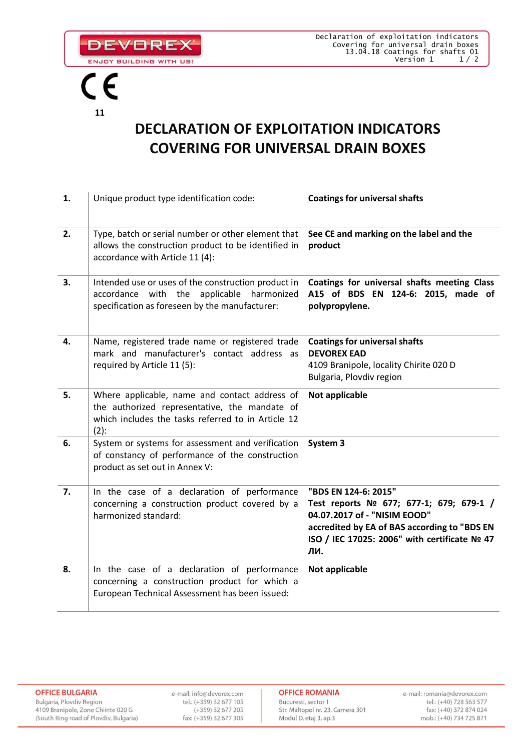CE

**11**

# DECLARATION OF EXPLOITATION INDICATORS COVERING FOR UNIVERSAL DRAIN BOXES

| | | |
|---|---|---|
| **1.** | Unique product type identification code: | **Coatings for universal shafts** |
| **2.** | Type, batch or serial number or other element that allows the construction product to be identified in accordance with Article 11 (4): | **See CE and marking on the label and the product** |
| **3.** | Intended use or uses of the construction product in accordance with the applicable harmonized specification as foreseen by the manufacturer: | **Coatings for universal shafts meeting Class A15 of BDS EN 124-6: 2015, made of polypropylene.** |
| **4.** | Name, registered trade name or registered trade mark and manufacturer's contact address as required by Article 11 (5): | **Coatings for universal shafts**<br>**DEVOREX EAD**<br>4109 Branipole, locality Chirite 020 D<br>Bulgaria, Plovdiv region |
| **5.** | Where applicable, name and contact address of the authorized representative, the mandate of which includes the tasks referred to in Article 12 (2): | **Not applicable** |
| **6.** | System or systems for assessment and verification of constancy of performance of the construction product as set out in Annex V: | **System 3** |
| **7.** | In the case of a declaration of performance concerning a construction product covered by a harmonized standard: | **"BDS EN 124-6: 2015"**<br>**Test reports № 677; 677-1; 679; 679-1 / 04.07.2017 of - "NISIM EOOD"**<br>**accredited by EA of BAS according to "BDS EN ISO / IEC 17025: 2006" with certificate № 47 ЛИ.** |
| **8.** | In the case of a declaration of performance concerning a construction product for which a European Technical Assessment has been issued: | **Not applicable** |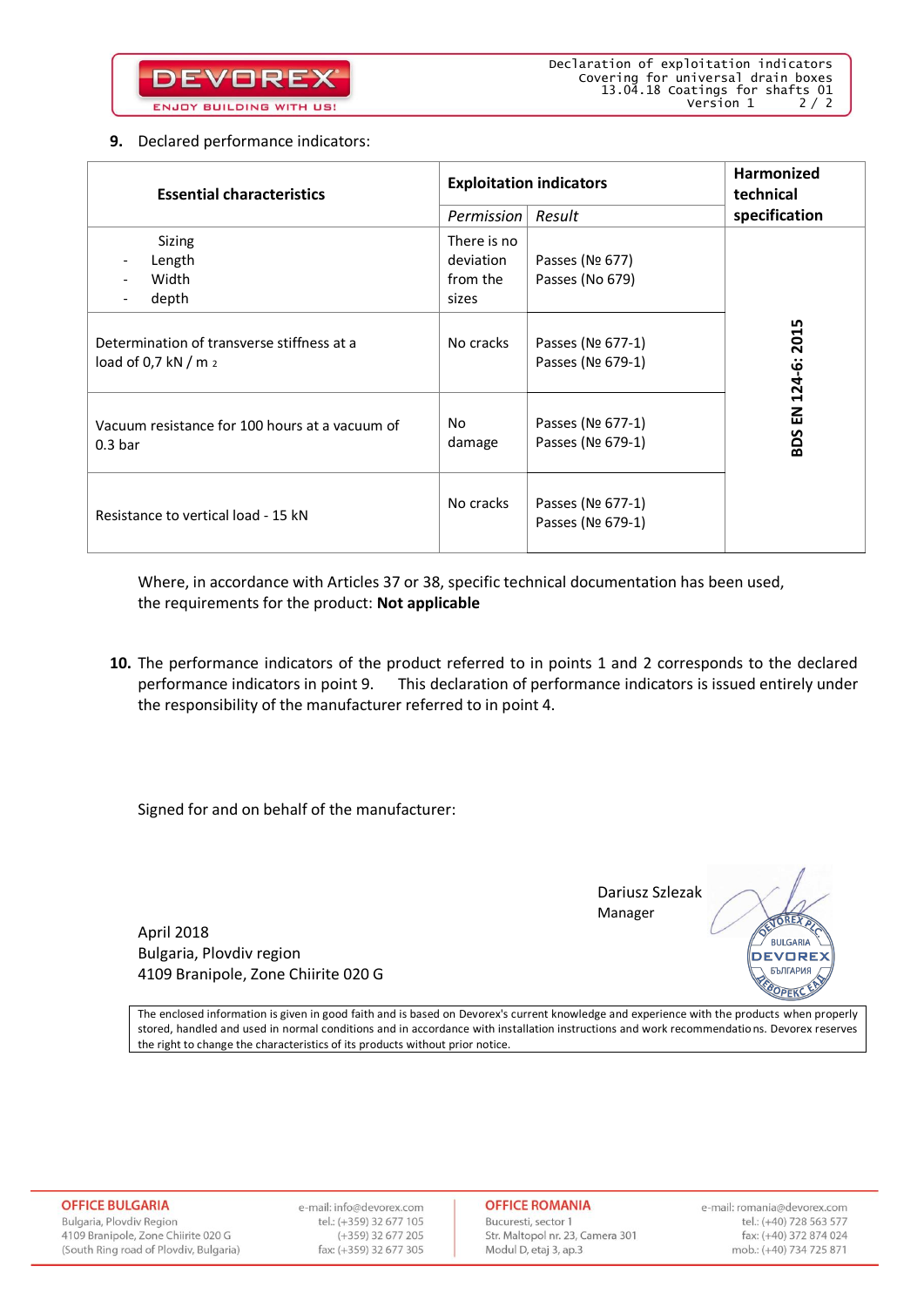9. Declared performance indicators:

| Essential characteristics | Exploitation indicators | | Harmonized technical specification |
|---|---|---|---|
| | *Permission* | *Result* | |
| Sizing<br>- Length<br>- Width<br>- depth | There is no deviation from the sizes | Passes (№ 677)<br>Passes (No 679) | **BDS EN 124-6: 2015** |
| Determination of transverse stiffness at a load of 0,7 kN / m 2 | No cracks | Passes (№ 677-1)<br>Passes (№ 679-1) | |
| Vacuum resistance for 100 hours at a vacuum of 0.3 bar | No damage | Passes (№ 677-1)<br>Passes (№ 679-1) | |
| Resistance to vertical load - 15 kN | No cracks | Passes (№ 677-1)<br>Passes (№ 679-1) | |

Where, in accordance with Articles 37 or 38, specific technical documentation has been used, the requirements for the product: **Not applicable**

10. The performance indicators of the product referred to in points 1 and 2 corresponds to the declared performance indicators in point 9. This declaration of performance indicators is issued entirely under the responsibility of the manufacturer referred to in point 4.

Signed for and on behalf of the manufacturer:

Dariusz Szlezak
Manager

April 2018
Bulgaria, Plovdiv region
4109 Branipole, Zone Chiirite 020 G

DEVOREX PLC BULGARIA DEVOREX БЪЛГАРИЯ ДЕВОРЕКС ЕАД

The enclosed information is given in good faith and is based on Devorex's current knowledge and experience with the products when properly stored, handled and used in normal conditions and in accordance with installation instructions and work recommendations. Devorex reserves the right to change the characteristics of its products without prior notice.

**OFFICE BULGARIA**
Bulgaria, Plovdiv Region
4109 Branipole, Zone Chiirite 020 G
(South Ring road of Plovdiv, Bulgaria)

e-mail: info@devorex.com
tel.: (+359) 32 677 105
(+359) 32 677 205
fax: (+359) 32 677 305

**OFFICE ROMANIA**
Bucuresti, sector 1
Str. Maltopol nr. 23, Camera 301
Modul D, etaj 3, ap.3

e-mail: romania@devorex.com
tel.: (+40) 728 563 577
fax: (+40) 372 874 024
mob.: (+40) 734 725 871